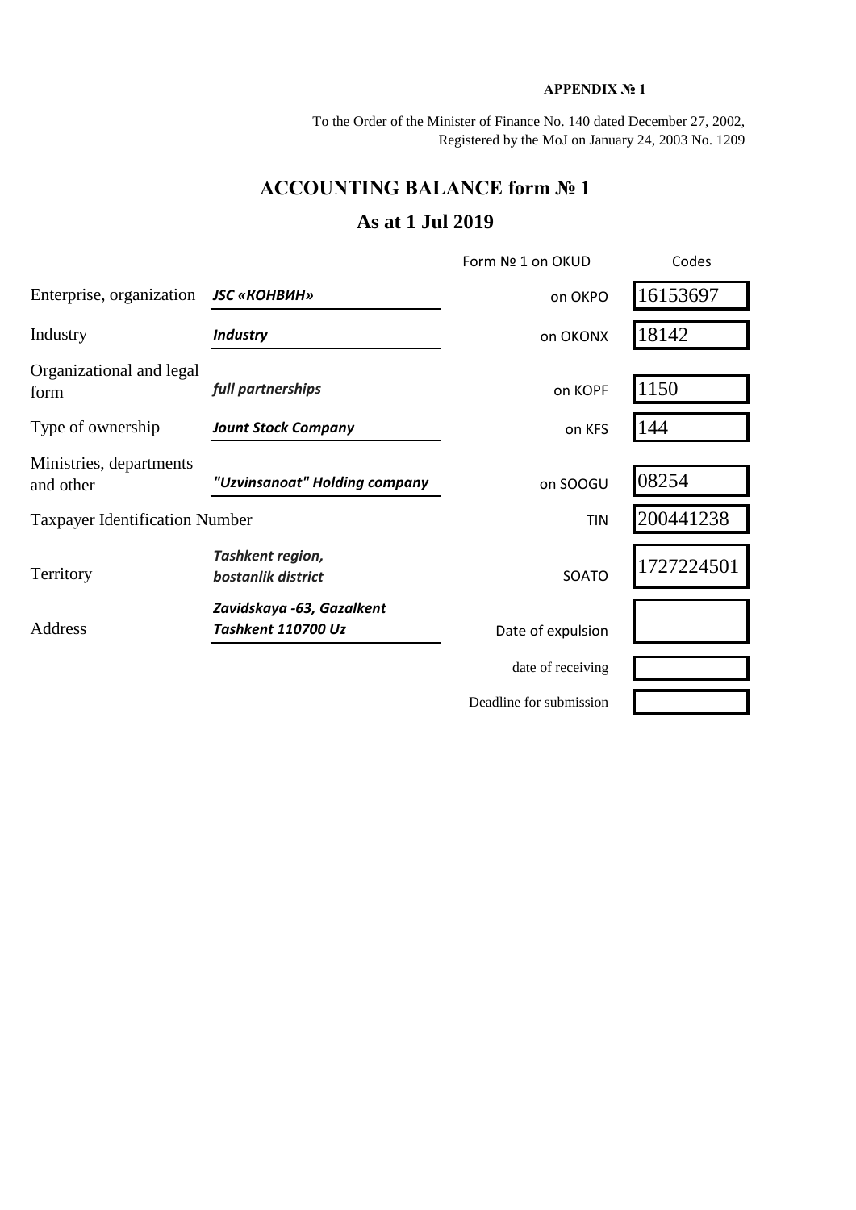**APPENDIX № 1**

To the Order of the Minister of Finance No. 140 dated December 27, 2002,
Registered by the MoJ on January 24, 2003 No. 1209

# ACCOUNTING BALANCE form № 1

## As at 1 Jul 2019

| | | Form № 1 on OKUD | Codes |
|---|---|---|---|
| Enterprise, organization | ***JSC «КОНВИН»*** | on OKPO | 16153697 |
| Industry | ***Industry*** | on OKONX | 18142 |
| Organizational and legal form | ***full partnerships*** | on KOPF | 1150 |
| Type of ownership | ***Jount Stock Company*** | on KFS | 144 |
| Ministries, departments and other | ***"Uzvinsanoat" Holding company*** | on SOOGU | 08254 |
| Taxpayer Identification Number | | TIN | 200441238 |
| Territory | ***Tashkent region, bostanlik district*** | SOATO | 1727224501 |
| Address | ***Zavidskaya -63, Gazalkent Tashkent 110700 Uz*** | Date of expulsion | |
| | | date of receiving | |
| | | Deadline for submission | |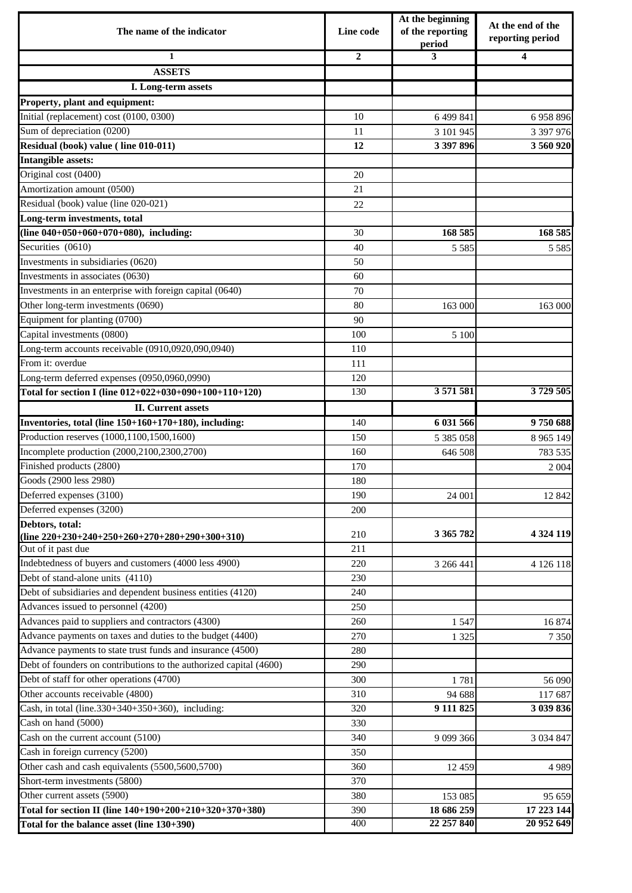| The name of the indicator | Line code | At the beginning of the reporting period | At the end of the reporting period |
|---|---|---|---|
| 1 | 2 | 3 | 4 |
| **ASSETS** | | | |
| **I. Long-term assets** | | | |
| **Property, plant and equipment:** | | | |
| Initial (replacement) cost (0100, 0300) | 10 | 6 499 841 | 6 958 896 |
| Sum of depreciation (0200) | 11 | 3 101 945 | 3 397 976 |
| **Residual (book) value ( line 010-011)** | **12** | **3 397 896** | **3 560 920** |
| **Intangible assets:** | | | |
| Original cost (0400) | 20 | | |
| Amortization amount (0500) | 21 | | |
| Residual (book) value (line 020-021) | 22 | | |
| **Long-term investments, total (line 040+050+060+070+080), including:** | 30 | **168 585** | **168 585** |
| Securities (0610) | 40 | 5 585 | 5 585 |
| Investments in subsidiaries (0620) | 50 | | |
| Investments in associates (0630) | 60 | | |
| Investments in an enterprise with foreign capital (0640) | 70 | | |
| Other long-term investments (0690) | 80 | 163 000 | 163 000 |
| Equipment for planting (0700) | 90 | | |
| Capital investments (0800) | 100 | 5 100 | |
| Long-term accounts receivable (0910,0920,090,0940) | 110 | | |
| From it: overdue | 111 | | |
| Long-term deferred expenses (0950,0960,0990) | 120 | | |
| **Total for section I (line 012+022+030+090+100+110+120)** | 130 | **3 571 581** | **3 729 505** |
| **II. Current assets** | | | |
| **Inventories, total (line 150+160+170+180), including:** | 140 | **6 031 566** | **9 750 688** |
| Production reserves (1000,1100,1500,1600) | 150 | 5 385 058 | 8 965 149 |
| Incomplete production (2000,2100,2300,2700) | 160 | 646 508 | 783 535 |
| Finished products (2800) | 170 | | 2 004 |
| Goods (2900 less 2980) | 180 | | |
| Deferred expenses (3100) | 190 | 24 001 | 12 842 |
| Deferred expenses (3200) | 200 | | |
| **Debtors, total: (line 220+230+240+250+260+270+280+290+300+310)** | 210 | **3 365 782** | **4 324 119** |
| Out of it past due | 211 | | |
| Indebtedness of buyers and customers (4000 less 4900) | 220 | 3 266 441 | 4 126 118 |
| Debt of stand-alone units (4110) | 230 | | |
| Debt of subsidiaries and dependent business entities (4120) | 240 | | |
| Advances issued to personnel (4200) | 250 | | |
| Advances paid to suppliers and contractors (4300) | 260 | 1 547 | 16 874 |
| Advance payments on taxes and duties to the budget (4400) | 270 | 1 325 | 7 350 |
| Advance payments to state trust funds and insurance (4500) | 280 | | |
| Debt of founders on contributions to the authorized capital (4600) | 290 | | |
| Debt of staff for other operations (4700) | 300 | 1 781 | 56 090 |
| Other accounts receivable (4800) | 310 | 94 688 | 117 687 |
| Cash, in total (line.330+340+350+360), including: | 320 | **9 111 825** | **3 039 836** |
| Cash on hand (5000) | 330 | | |
| Cash on the current account (5100) | 340 | 9 099 366 | 3 034 847 |
| Cash in foreign currency (5200) | 350 | | |
| Other cash and cash equivalents (5500,5600,5700) | 360 | 12 459 | 4 989 |
| Short-term investments (5800) | 370 | | |
| Other current assets (5900) | 380 | 153 085 | 95 659 |
| **Total for section II (line 140+190+200+210+320+370+380)** | 390 | **18 686 259** | **17 223 144** |
| **Total for the balance asset (line 130+390)** | 400 | **22 257 840** | **20 952 649** |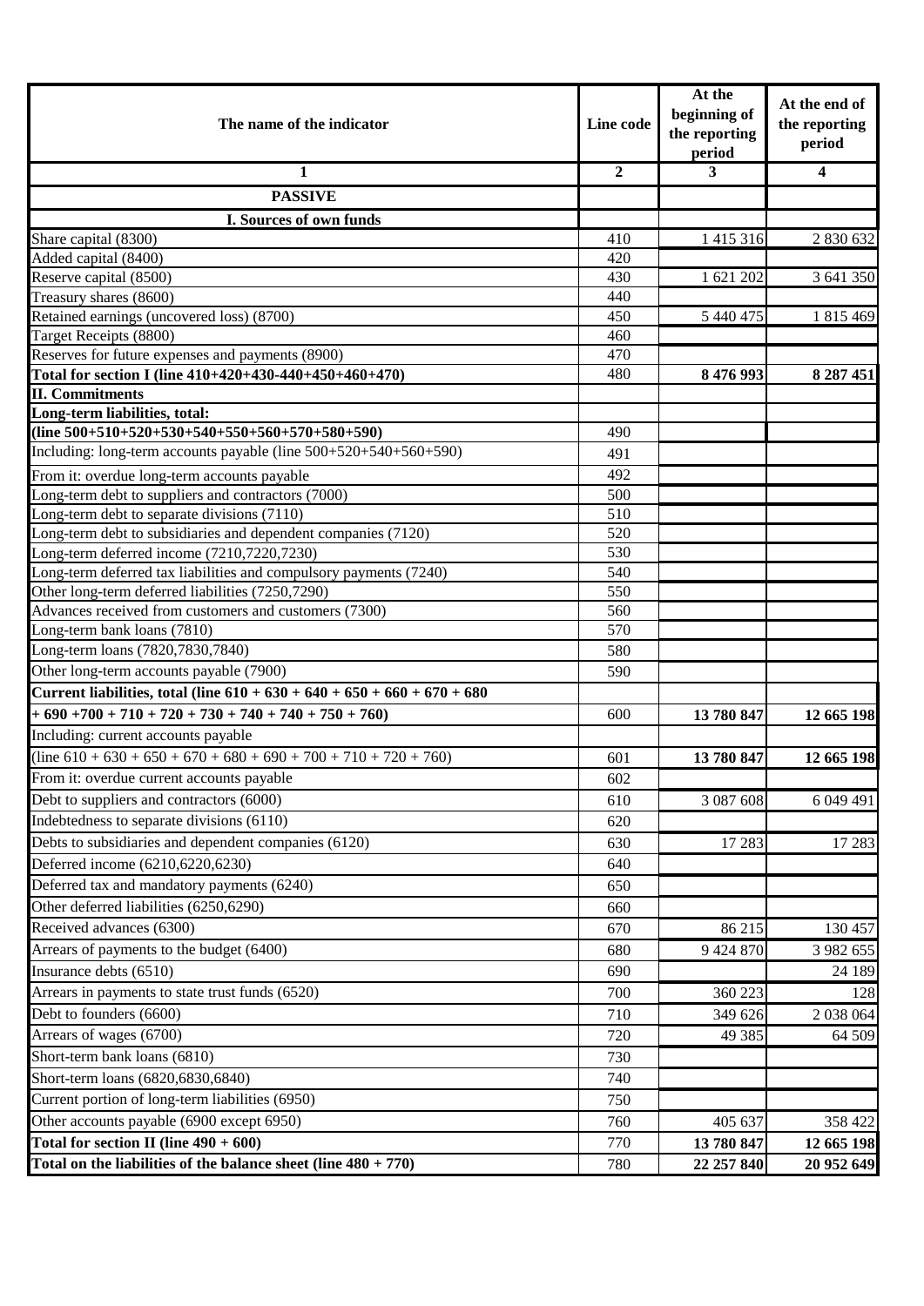| The name of the indicator | Line code | At the beginning of the reporting period | At the end of the reporting period |
|---|---|---|---|
| 1 | 2 | 3 | 4 |
| **PASSIVE** | | | |
| **I. Sources of own funds** | | | |
| Share capital (8300) | 410 | 1 415 316 | 2 830 632 |
| Added capital (8400) | 420 | | |
| Reserve capital (8500) | 430 | 1 621 202 | 3 641 350 |
| Treasury shares (8600) | 440 | | |
| Retained earnings (uncovered loss) (8700) | 450 | 5 440 475 | 1 815 469 |
| Target Receipts (8800) | 460 | | |
| Reserves for future expenses and payments (8900) | 470 | | |
| **Total for section I (line 410+420+430-440+450+460+470)** | 480 | **8 476 993** | **8 287 451** |
| **II. Commitments** | | | |
| **Long-term liabilities, total:** | | | |
| **(line 500+510+520+530+540+550+560+570+580+590)** | 490 | | |
| Including: long-term accounts payable (line 500+520+540+560+590) | 491 | | |
| From it: overdue long-term accounts payable | 492 | | |
| Long-term debt to suppliers and contractors (7000) | 500 | | |
| Long-term debt to separate divisions (7110) | 510 | | |
| Long-term debt to subsidiaries and dependent companies (7120) | 520 | | |
| Long-term deferred income (7210,7220,7230) | 530 | | |
| Long-term deferred tax liabilities and compulsory payments (7240) | 540 | | |
| Other long-term deferred liabilities (7250,7290) | 550 | | |
| Advances received from customers and customers (7300) | 560 | | |
| Long-term bank loans (7810) | 570 | | |
| Long-term loans (7820,7830,7840) | 580 | | |
| Other long-term accounts payable (7900) | 590 | | |
| **Current liabilities, total (line 610 + 630 + 640 + 650 + 660 + 670 + 680** | | | |
| **+ 690 +700 + 710 + 720 + 730 + 740 + 740 + 750 + 760)** | 600 | **13 780 847** | **12 665 198** |
| Including: current accounts payable | | | |
| (line 610 + 630 + 650 + 670 + 680 + 690 + 700 + 710 + 720 + 760) | 601 | **13 780 847** | **12 665 198** |
| From it: overdue current accounts payable | 602 | | |
| Debt to suppliers and contractors (6000) | 610 | 3 087 608 | 6 049 491 |
| Indebtedness to separate divisions (6110) | 620 | | |
| Debts to subsidiaries and dependent companies (6120) | 630 | 17 283 | 17 283 |
| Deferred income (6210,6220,6230) | 640 | | |
| Deferred tax and mandatory payments (6240) | 650 | | |
| Other deferred liabilities (6250,6290) | 660 | | |
| Received advances (6300) | 670 | 86 215 | 130 457 |
| Arrears of payments to the budget (6400) | 680 | 9 424 870 | 3 982 655 |
| Insurance debts (6510) | 690 | | 24 189 |
| Arrears in payments to state trust funds (6520) | 700 | 360 223 | 128 |
| Debt to founders (6600) | 710 | 349 626 | 2 038 064 |
| Arrears of wages (6700) | 720 | 49 385 | 64 509 |
| Short-term bank loans (6810) | 730 | | |
| Short-term loans (6820,6830,6840) | 740 | | |
| Current portion of long-term liabilities (6950) | 750 | | |
| Other accounts payable (6900 except 6950) | 760 | 405 637 | 358 422 |
| **Total for section II (line 490 + 600)** | 770 | **13 780 847** | **12 665 198** |
| **Total on the liabilities of the balance sheet (line 480 + 770)** | 780 | **22 257 840** | **20 952 649** |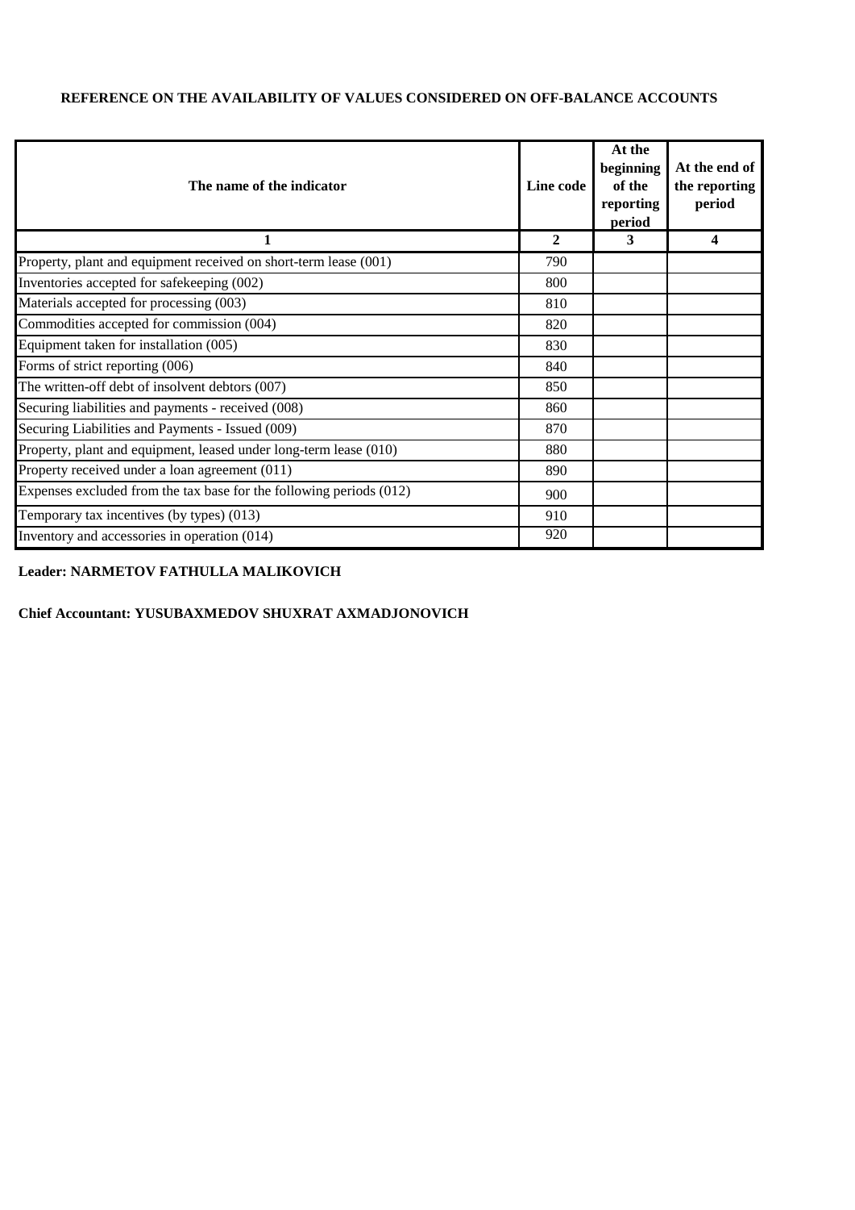**REFERENCE ON THE AVAILABILITY OF VALUES CONSIDERED ON OFF-BALANCE ACCOUNTS**

| The name of the indicator | Line code | At the beginning of the reporting period | At the end of the reporting period |
|---|---|---|---|
| 1 | 2 | 3 | 4 |
| Property, plant and equipment received on short-term lease (001) | 790 | | |
| Inventories accepted for safekeeping (002) | 800 | | |
| Materials accepted for processing (003) | 810 | | |
| Commodities accepted for commission (004) | 820 | | |
| Equipment taken for installation (005) | 830 | | |
| Forms of strict reporting (006) | 840 | | |
| The written-off debt of insolvent debtors (007) | 850 | | |
| Securing liabilities and payments - received (008) | 860 | | |
| Securing Liabilities and Payments - Issued (009) | 870 | | |
| Property, plant and equipment, leased under long-term lease (010) | 880 | | |
| Property received under a loan agreement (011) | 890 | | |
| Expenses excluded from the tax base for the following periods (012) | 900 | | |
| Temporary tax incentives (by types) (013) | 910 | | |
| Inventory and accessories in operation (014) | 920 | | |

**Leader: NARMETOV FATHULLA MALIKOVICH**

**Chief Accountant: YUSUBAXMEDOV SHUXRAT AXMADJONOVICH**